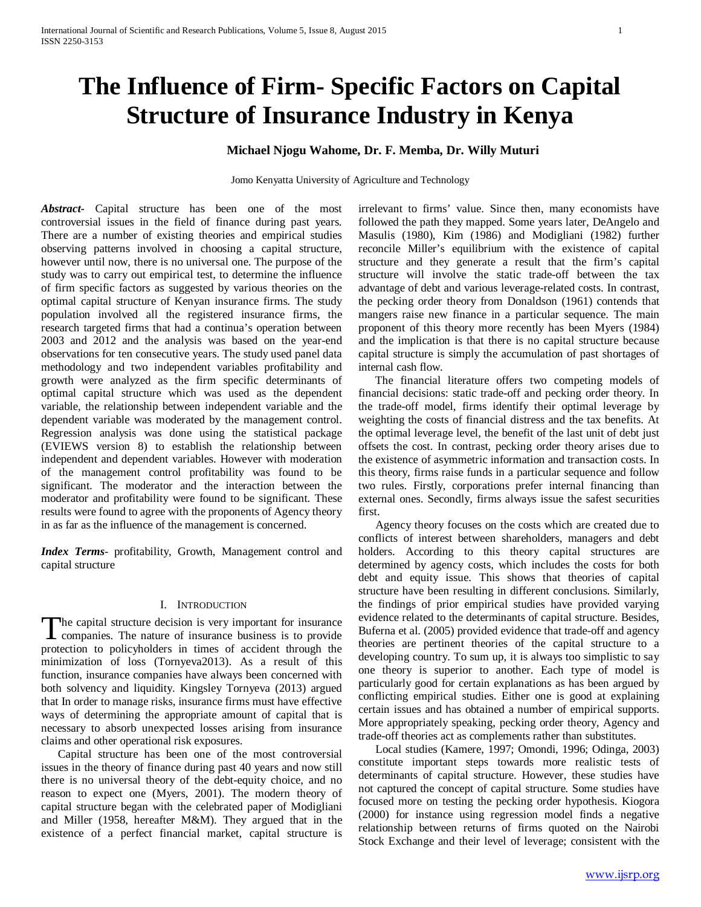# The Influence of Firm- Specific Factors on Capital Structure of Insurance Industry in Kenya

**Michael Njogu Wahome, Dr. F. Memba, Dr. Willy Muturi**

Jomo Kenyatta University of Agriculture and Technology

***Abstract***- Capital structure has been one of the most controversial issues in the field of finance during past years. There are a number of existing theories and empirical studies observing patterns involved in choosing a capital structure, however until now, there is no universal one. The purpose of the study was to carry out empirical test, to determine the influence of firm specific factors as suggested by various theories on the optimal capital structure of Kenyan insurance firms. The study population involved all the registered insurance firms, the research targeted firms that had a continua's operation between 2003 and 2012 and the analysis was based on the year-end observations for ten consecutive years. The study used panel data methodology and two independent variables profitability and growth were analyzed as the firm specific determinants of optimal capital structure which was used as the dependent variable, the relationship between independent variable and the dependent variable was moderated by the management control. Regression analysis was done using the statistical package (EVIEWS version 8) to establish the relationship between independent and dependent variables. However with moderation of the management control profitability was found to be significant. The moderator and the interaction between the moderator and profitability were found to be significant. These results were found to agree with the proponents of Agency theory in as far as the influence of the management is concerned.

***Index Terms***- profitability, Growth, Management control and capital structure

## I. Introduction

The capital structure decision is very important for insurance companies. The nature of insurance business is to provide protection to policyholders in times of accident through the minimization of loss (Tornyeva2013). As a result of this function, insurance companies have always been concerned with both solvency and liquidity. Kingsley Tornyeva (2013) argued that In order to manage risks, insurance firms must have effective ways of determining the appropriate amount of capital that is necessary to absorb unexpected losses arising from insurance claims and other operational risk exposures.

Capital structure has been one of the most controversial issues in the theory of finance during past 40 years and now still there is no universal theory of the debt-equity choice, and no reason to expect one (Myers, 2001). The modern theory of capital structure began with the celebrated paper of Modigliani and Miller (1958, hereafter M&M). They argued that in the existence of a perfect financial market, capital structure is irrelevant to firms' value. Since then, many economists have followed the path they mapped. Some years later, DeAngelo and Masulis (1980), Kim (1986) and Modigliani (1982) further reconcile Miller's equilibrium with the existence of capital structure and they generate a result that the firm's capital structure will involve the static trade-off between the tax advantage of debt and various leverage-related costs. In contrast, the pecking order theory from Donaldson (1961) contends that mangers raise new finance in a particular sequence. The main proponent of this theory more recently has been Myers (1984) and the implication is that there is no capital structure because capital structure is simply the accumulation of past shortages of internal cash flow.

The financial literature offers two competing models of financial decisions: static trade-off and pecking order theory. In the trade-off model, firms identify their optimal leverage by weighting the costs of financial distress and the tax benefits. At the optimal leverage level, the benefit of the last unit of debt just offsets the cost. In contrast, pecking order theory arises due to the existence of asymmetric information and transaction costs. In this theory, firms raise funds in a particular sequence and follow two rules. Firstly, corporations prefer internal financing than external ones. Secondly, firms always issue the safest securities first.

Agency theory focuses on the costs which are created due to conflicts of interest between shareholders, managers and debt holders. According to this theory capital structures are determined by agency costs, which includes the costs for both debt and equity issue. This shows that theories of capital structure have been resulting in different conclusions. Similarly, the findings of prior empirical studies have provided varying evidence related to the determinants of capital structure. Besides, Buferna et al. (2005) provided evidence that trade-off and agency theories are pertinent theories of the capital structure to a developing country. To sum up, it is always too simplistic to say one theory is superior to another. Each type of model is particularly good for certain explanations as has been argued by conflicting empirical studies. Either one is good at explaining certain issues and has obtained a number of empirical supports. More appropriately speaking, pecking order theory, Agency and trade-off theories act as complements rather than substitutes.

Local studies (Kamere, 1997; Omondi, 1996; Odinga, 2003) constitute important steps towards more realistic tests of determinants of capital structure. However, these studies have not captured the concept of capital structure. Some studies have focused more on testing the pecking order hypothesis. Kiogora (2000) for instance using regression model finds a negative relationship between returns of firms quoted on the Nairobi Stock Exchange and their level of leverage; consistent with the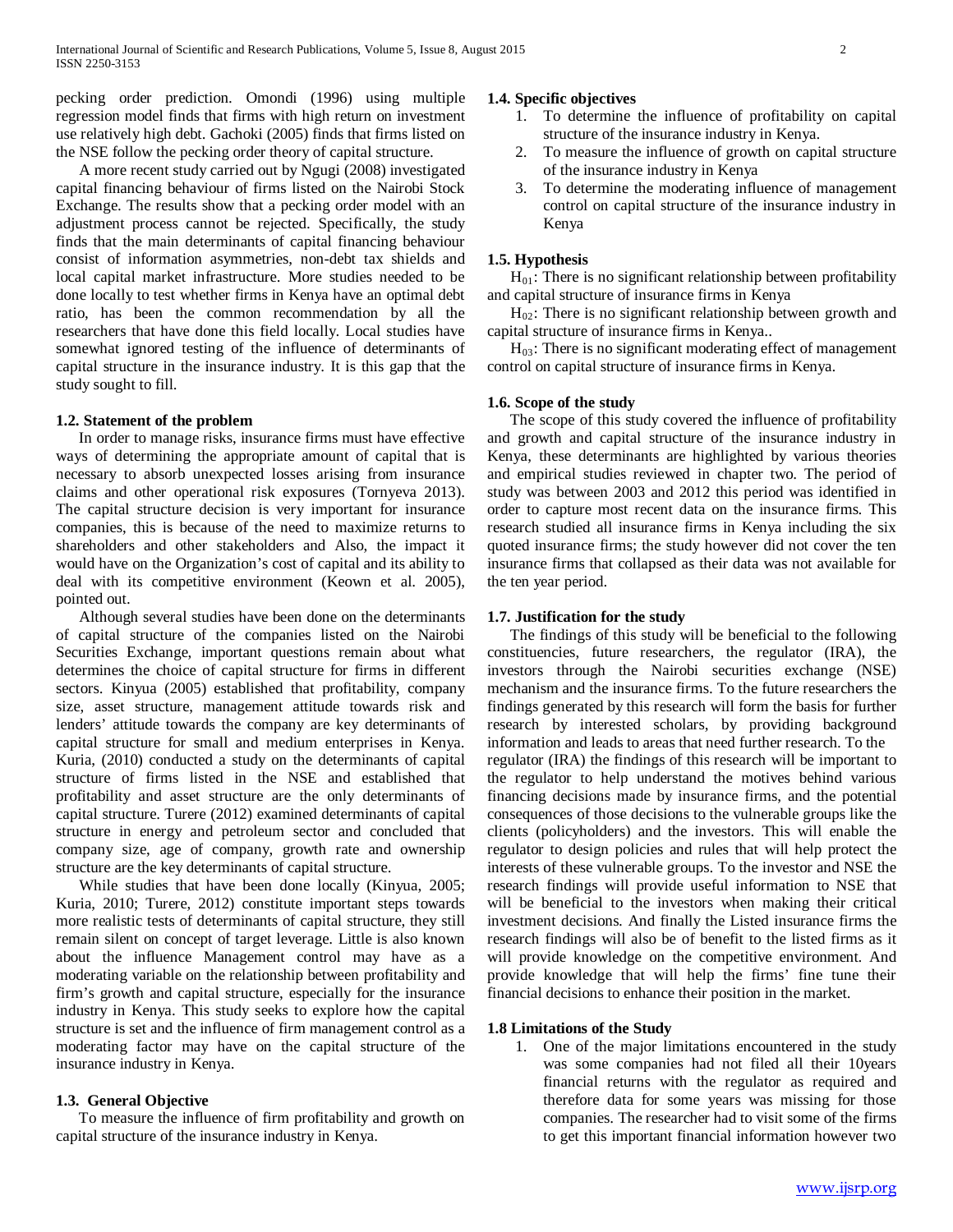pecking order prediction. Omondi (1996) using multiple regression model finds that firms with high return on investment use relatively high debt. Gachoki (2005) finds that firms listed on the NSE follow the pecking order theory of capital structure.

A more recent study carried out by Ngugi (2008) investigated capital financing behaviour of firms listed on the Nairobi Stock Exchange. The results show that a pecking order model with an adjustment process cannot be rejected. Specifically, the study finds that the main determinants of capital financing behaviour consist of information asymmetries, non-debt tax shields and local capital market infrastructure. More studies needed to be done locally to test whether firms in Kenya have an optimal debt ratio, has been the common recommendation by all the researchers that have done this field locally. Local studies have somewhat ignored testing of the influence of determinants of capital structure in the insurance industry. It is this gap that the study sought to fill.

### 1.2. Statement of the problem

In order to manage risks, insurance firms must have effective ways of determining the appropriate amount of capital that is necessary to absorb unexpected losses arising from insurance claims and other operational risk exposures (Tornyeva 2013). The capital structure decision is very important for insurance companies, this is because of the need to maximize returns to shareholders and other stakeholders and Also, the impact it would have on the Organization's cost of capital and its ability to deal with its competitive environment (Keown et al. 2005), pointed out.

Although several studies have been done on the determinants of capital structure of the companies listed on the Nairobi Securities Exchange, important questions remain about what determines the choice of capital structure for firms in different sectors. Kinyua (2005) established that profitability, company size, asset structure, management attitude towards risk and lenders' attitude towards the company are key determinants of capital structure for small and medium enterprises in Kenya. Kuria, (2010) conducted a study on the determinants of capital structure of firms listed in the NSE and established that profitability and asset structure are the only determinants of capital structure. Turere (2012) examined determinants of capital structure in energy and petroleum sector and concluded that company size, age of company, growth rate and ownership structure are the key determinants of capital structure.

While studies that have been done locally (Kinyua, 2005; Kuria, 2010; Turere, 2012) constitute important steps towards more realistic tests of determinants of capital structure, they still remain silent on concept of target leverage. Little is also known about the influence Management control may have as a moderating variable on the relationship between profitability and firm's growth and capital structure, especially for the insurance industry in Kenya. This study seeks to explore how the capital structure is set and the influence of firm management control as a moderating factor may have on the capital structure of the insurance industry in Kenya.

### 1.3. General Objective

To measure the influence of firm profitability and growth on capital structure of the insurance industry in Kenya.

### 1.4. Specific objectives

1. To determine the influence of profitability on capital structure of the insurance industry in Kenya.
2. To measure the influence of growth on capital structure of the insurance industry in Kenya
3. To determine the moderating influence of management control on capital structure of the insurance industry in Kenya

### 1.5. Hypothesis

$H_{01}$: There is no significant relationship between profitability and capital structure of insurance firms in Kenya

$H_{02}$: There is no significant relationship between growth and capital structure of insurance firms in Kenya..

$H_{03}$: There is no significant moderating effect of management control on capital structure of insurance firms in Kenya.

### 1.6. Scope of the study

The scope of this study covered the influence of profitability and growth and capital structure of the insurance industry in Kenya, these determinants are highlighted by various theories and empirical studies reviewed in chapter two. The period of study was between 2003 and 2012 this period was identified in order to capture most recent data on the insurance firms. This research studied all insurance firms in Kenya including the six quoted insurance firms; the study however did not cover the ten insurance firms that collapsed as their data was not available for the ten year period.

### 1.7. Justification for the study

The findings of this study will be beneficial to the following constituencies, future researchers, the regulator (IRA), the investors through the Nairobi securities exchange (NSE) mechanism and the insurance firms. To the future researchers the findings generated by this research will form the basis for further research by interested scholars, by providing background information and leads to areas that need further research. To the regulator (IRA) the findings of this research will be important to the regulator to help understand the motives behind various financing decisions made by insurance firms, and the potential consequences of those decisions to the vulnerable groups like the clients (policyholders) and the investors. This will enable the regulator to design policies and rules that will help protect the interests of these vulnerable groups. To the investor and NSE the research findings will provide useful information to NSE that will be beneficial to the investors when making their critical investment decisions. And finally the Listed insurance firms the research findings will also be of benefit to the listed firms as it will provide knowledge on the competitive environment. And provide knowledge that will help the firms' fine tune their financial decisions to enhance their position in the market.

### 1.8 Limitations of the Study

1. One of the major limitations encountered in the study was some companies had not filed all their 10years financial returns with the regulator as required and therefore data for some years was missing for those companies. The researcher had to visit some of the firms to get this important financial information however two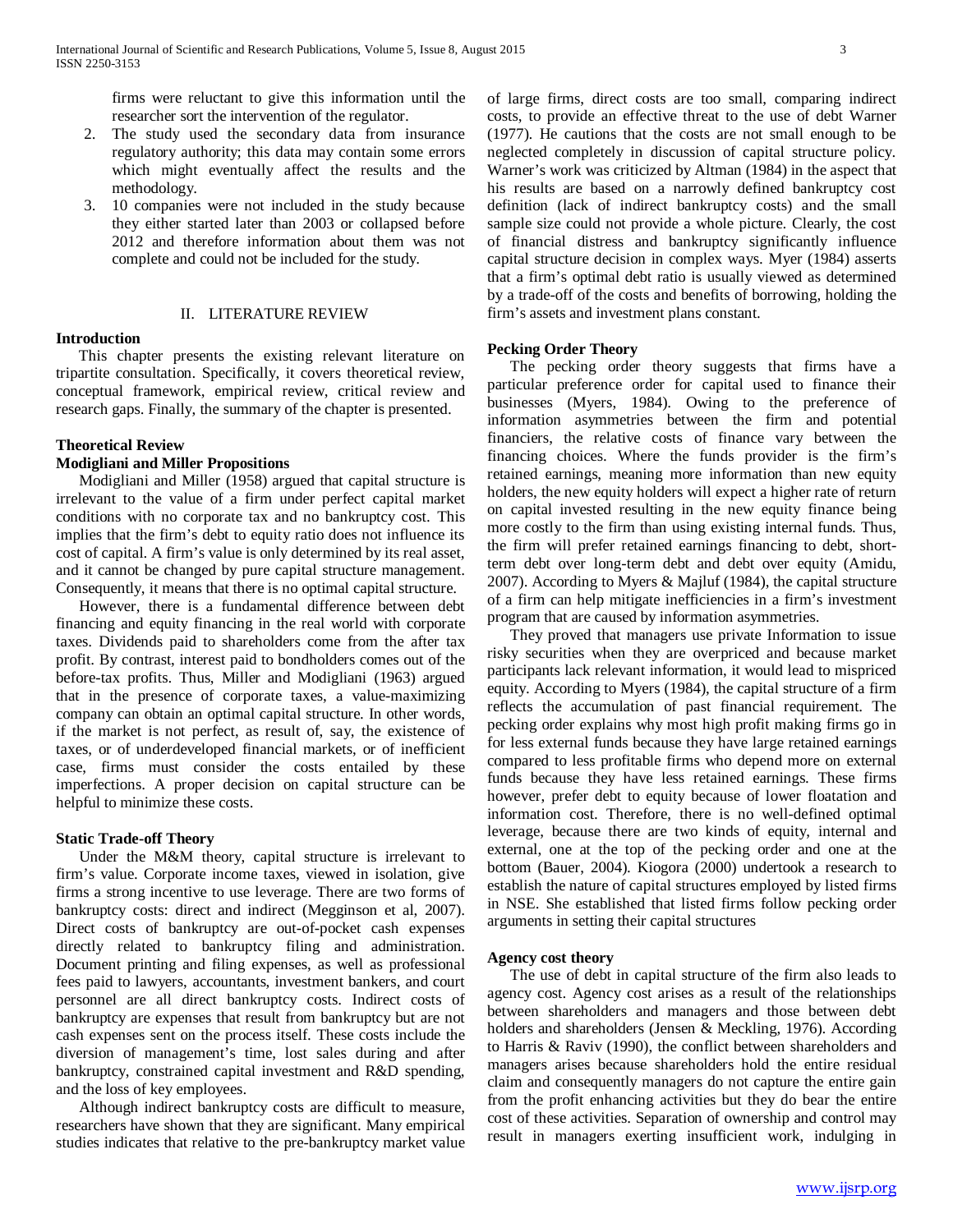firms were reluctant to give this information until the researcher sort the intervention of the regulator.

2. The study used the secondary data from insurance regulatory authority; this data may contain some errors which might eventually affect the results and the methodology.
3. 10 companies were not included in the study because they either started later than 2003 or collapsed before 2012 and therefore information about them was not complete and could not be included for the study.

## II. LITERATURE REVIEW

**Introduction**

This chapter presents the existing relevant literature on tripartite consultation. Specifically, it covers theoretical review, conceptual framework, empirical review, critical review and research gaps. Finally, the summary of the chapter is presented.

**Theoretical Review**

**Modigliani and Miller Propositions**

Modigliani and Miller (1958) argued that capital structure is irrelevant to the value of a firm under perfect capital market conditions with no corporate tax and no bankruptcy cost. This implies that the firm's debt to equity ratio does not influence its cost of capital. A firm's value is only determined by its real asset, and it cannot be changed by pure capital structure management. Consequently, it means that there is no optimal capital structure.

However, there is a fundamental difference between debt financing and equity financing in the real world with corporate taxes. Dividends paid to shareholders come from the after tax profit. By contrast, interest paid to bondholders comes out of the before-tax profits. Thus, Miller and Modigliani (1963) argued that in the presence of corporate taxes, a value-maximizing company can obtain an optimal capital structure. In other words, if the market is not perfect, as result of, say, the existence of taxes, or of underdeveloped financial markets, or of inefficient case, firms must consider the costs entailed by these imperfections. A proper decision on capital structure can be helpful to minimize these costs.

**Static Trade-off Theory**

Under the M&M theory, capital structure is irrelevant to firm's value. Corporate income taxes, viewed in isolation, give firms a strong incentive to use leverage. There are two forms of bankruptcy costs: direct and indirect (Megginson et al, 2007). Direct costs of bankruptcy are out-of-pocket cash expenses directly related to bankruptcy filing and administration. Document printing and filing expenses, as well as professional fees paid to lawyers, accountants, investment bankers, and court personnel are all direct bankruptcy costs. Indirect costs of bankruptcy are expenses that result from bankruptcy but are not cash expenses sent on the process itself. These costs include the diversion of management's time, lost sales during and after bankruptcy, constrained capital investment and R&D spending, and the loss of key employees.

Although indirect bankruptcy costs are difficult to measure, researchers have shown that they are significant. Many empirical studies indicates that relative to the pre-bankruptcy market value of large firms, direct costs are too small, comparing indirect costs, to provide an effective threat to the use of debt Warner (1977). He cautions that the costs are not small enough to be neglected completely in discussion of capital structure policy. Warner's work was criticized by Altman (1984) in the aspect that his results are based on a narrowly defined bankruptcy cost definition (lack of indirect bankruptcy costs) and the small sample size could not provide a whole picture. Clearly, the cost of financial distress and bankruptcy significantly influence capital structure decision in complex ways. Myer (1984) asserts that a firm's optimal debt ratio is usually viewed as determined by a trade-off of the costs and benefits of borrowing, holding the firm's assets and investment plans constant.

**Pecking Order Theory**

The pecking order theory suggests that firms have a particular preference order for capital used to finance their businesses (Myers, 1984). Owing to the preference of information asymmetries between the firm and potential financiers, the relative costs of finance vary between the financing choices. Where the funds provider is the firm's retained earnings, meaning more information than new equity holders, the new equity holders will expect a higher rate of return on capital invested resulting in the new equity finance being more costly to the firm than using existing internal funds. Thus, the firm will prefer retained earnings financing to debt, short-term debt over long-term debt and debt over equity (Amidu, 2007). According to Myers & Majluf (1984), the capital structure of a firm can help mitigate inefficiencies in a firm's investment program that are caused by information asymmetries.

They proved that managers use private Information to issue risky securities when they are overpriced and because market participants lack relevant information, it would lead to mispriced equity. According to Myers (1984), the capital structure of a firm reflects the accumulation of past financial requirement. The pecking order explains why most high profit making firms go in for less external funds because they have large retained earnings compared to less profitable firms who depend more on external funds because they have less retained earnings. These firms however, prefer debt to equity because of lower floatation and information cost. Therefore, there is no well-defined optimal leverage, because there are two kinds of equity, internal and external, one at the top of the pecking order and one at the bottom (Bauer, 2004). Kiogora (2000) undertook a research to establish the nature of capital structures employed by listed firms in NSE. She established that listed firms follow pecking order arguments in setting their capital structures

**Agency cost theory**

The use of debt in capital structure of the firm also leads to agency cost. Agency cost arises as a result of the relationships between shareholders and managers and those between debt holders and shareholders (Jensen & Meckling, 1976). According to Harris & Raviv (1990), the conflict between shareholders and managers arises because shareholders hold the entire residual claim and consequently managers do not capture the entire gain from the profit enhancing activities but they do bear the entire cost of these activities. Separation of ownership and control may result in managers exerting insufficient work, indulging in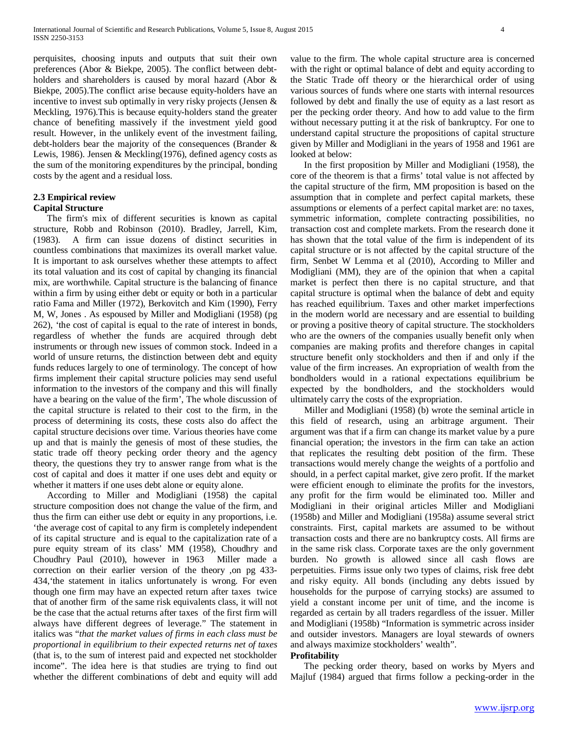perquisites, choosing inputs and outputs that suit their own preferences (Abor & Biekpe, 2005). The conflict between debt-holders and shareholders is caused by moral hazard (Abor & Biekpe, 2005).The conflict arise because equity-holders have an incentive to invest sub optimally in very risky projects (Jensen & Meckling, 1976).This is because equity-holders stand the great chance of benefiting massively if the investment yield good result. However, in the unlikely event of the investment failing, debt-holders bear the majority of the consequences (Brander & Lewis, 1986). Jensen & Meckling(1976), defined agency costs as the sum of the monitoring expenditures by the principal, bonding costs by the agent and a residual loss.

## 2.3 Empirical review

### Capital Structure

The firm's mix of different securities is known as capital structure, Robb and Robinson (2010). Bradley, Jarrell, Kim, (1983). A firm can issue dozens of distinct securities in countless combinations that maximizes its overall market value. It is important to ask ourselves whether these attempts to affect its total valuation and its cost of capital by changing its financial mix, are worthwhile. Capital structure is the balancing of finance within a firm by using either debt or equity or both in a particular ratio Fama and Miller (1972), Berkovitch and Kim (1990), Ferry M, W, Jones . As espoused by Miller and Modigliani (1958) (pg 262), 'the cost of capital is equal to the rate of interest in bonds, regardless of whether the funds are acquired through debt instruments or through new issues of common stock. Indeed in a world of unsure returns, the distinction between debt and equity funds reduces largely to one of terminology. The concept of how firms implement their capital structure policies may send useful information to the investors of the company and this will finally have a bearing on the value of the firm', The whole discussion of the capital structure is related to their cost to the firm, in the process of determining its costs, these costs also do affect the capital structure decisions over time. Various theories have come up and that is mainly the genesis of most of these studies, the static trade off theory pecking order theory and the agency theory, the questions they try to answer range from what is the cost of capital and does it matter if one uses debt and equity or whether it matters if one uses debt alone or equity alone.

According to Miller and Modigliani (1958) the capital structure composition does not change the value of the firm, and thus the firm can either use debt or equity in any proportions, i.e. 'the average cost of capital to any firm is completely independent of its capital structure and is equal to the capitalization rate of a pure equity stream of its class' MM (1958), Choudhry and Choudhry Paul (2010), however in 1963 Miller made a correction on their earlier version of the theory ,on pg 433-434,'the statement in italics unfortunately is wrong. For even though one firm may have an expected return after taxes twice that of another firm of the same risk equivalents class, it will not be the case that the actual returns after taxes of the first firm will always have different degrees of leverage." The statement in italics was "*that the market values of firms in each class must be proportional in equilibrium to their expected returns net of taxes* (that is, to the sum of interest paid and expected net stockholder income". The idea here is that studies are trying to find out whether the different combinations of debt and equity will add value to the firm. The whole capital structure area is concerned with the right or optimal balance of debt and equity according to the Static Trade off theory or the hierarchical order of using various sources of funds where one starts with internal resources followed by debt and finally the use of equity as a last resort as per the pecking order theory. And how to add value to the firm without necessary putting it at the risk of bankruptcy. For one to understand capital structure the propositions of capital structure given by Miller and Modigliani in the years of 1958 and 1961 are looked at below:

In the first proposition by Miller and Modigliani (1958), the core of the theorem is that a firms' total value is not affected by the capital structure of the firm, MM proposition is based on the assumption that in complete and perfect capital markets, these assumptions or elements of a perfect capital market are: no taxes, symmetric information, complete contracting possibilities, no transaction cost and complete markets. From the research done it has shown that the total value of the firm is independent of its capital structure or is not affected by the capital structure of the firm, Senbet W Lemma et al (2010), According to Miller and Modigliani (MM), they are of the opinion that when a capital market is perfect then there is no capital structure, and that capital structure is optimal when the balance of debt and equity has reached equilibrium. Taxes and other market imperfections in the modern world are necessary and are essential to building or proving a positive theory of capital structure. The stockholders who are the owners of the companies usually benefit only when companies are making profits and therefore changes in capital structure benefit only stockholders and then if and only if the value of the firm increases. An expropriation of wealth from the bondholders would in a rational expectations equilibrium be expected by the bondholders, and the stockholders would ultimately carry the costs of the expropriation.

Miller and Modigliani (1958) (b) wrote the seminal article in this field of research, using an arbitrage argument. Their argument was that if a firm can change its market value by a pure financial operation; the investors in the firm can take an action that replicates the resulting debt position of the firm. These transactions would merely change the weights of a portfolio and should, in a perfect capital market, give zero profit. If the market were efficient enough to eliminate the profits for the investors, any profit for the firm would be eliminated too. Miller and Modigliani in their original articles Miller and Modigliani (1958b) and Miller and Modigliani (1958a) assume several strict constraints. First, capital markets are assumed to be without transaction costs and there are no bankruptcy costs. All firms are in the same risk class. Corporate taxes are the only government burden. No growth is allowed since all cash flows are perpetuities. Firms issue only two types of claims, risk free debt and risky equity. All bonds (including any debts issued by households for the purpose of carrying stocks) are assumed to yield a constant income per unit of time, and the income is regarded as certain by all traders regardless of the issuer. Miller and Modigliani (1958b) "Information is symmetric across insider and outsider investors. Managers are loyal stewards of owners and always maximize stockholders' wealth".

### Profitability

The pecking order theory, based on works by Myers and Majluf (1984) argued that firms follow a pecking-order in the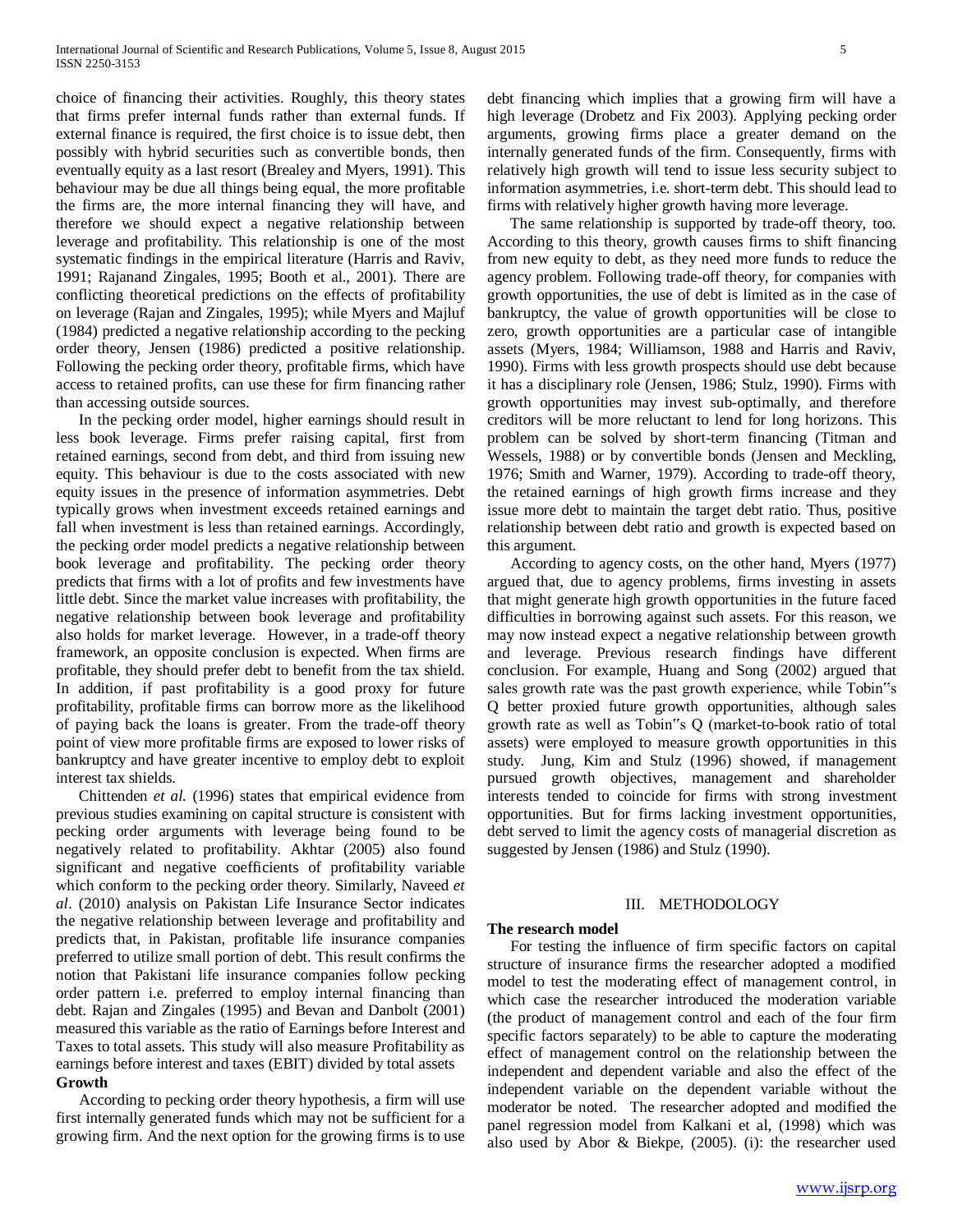choice of financing their activities. Roughly, this theory states that firms prefer internal funds rather than external funds. If external finance is required, the first choice is to issue debt, then possibly with hybrid securities such as convertible bonds, then eventually equity as a last resort (Brealey and Myers, 1991). This behaviour may be due all things being equal, the more profitable the firms are, the more internal financing they will have, and therefore we should expect a negative relationship between leverage and profitability. This relationship is one of the most systematic findings in the empirical literature (Harris and Raviv, 1991; Rajanand Zingales, 1995; Booth et al., 2001). There are conflicting theoretical predictions on the effects of profitability on leverage (Rajan and Zingales, 1995); while Myers and Majluf (1984) predicted a negative relationship according to the pecking order theory, Jensen (1986) predicted a positive relationship. Following the pecking order theory, profitable firms, which have access to retained profits, can use these for firm financing rather than accessing outside sources.

In the pecking order model, higher earnings should result in less book leverage. Firms prefer raising capital, first from retained earnings, second from debt, and third from issuing new equity. This behaviour is due to the costs associated with new equity issues in the presence of information asymmetries. Debt typically grows when investment exceeds retained earnings and fall when investment is less than retained earnings. Accordingly, the pecking order model predicts a negative relationship between book leverage and profitability. The pecking order theory predicts that firms with a lot of profits and few investments have little debt. Since the market value increases with profitability, the negative relationship between book leverage and profitability also holds for market leverage. However, in a trade-off theory framework, an opposite conclusion is expected. When firms are profitable, they should prefer debt to benefit from the tax shield. In addition, if past profitability is a good proxy for future profitability, profitable firms can borrow more as the likelihood of paying back the loans is greater. From the trade-off theory point of view more profitable firms are exposed to lower risks of bankruptcy and have greater incentive to employ debt to exploit interest tax shields.

Chittenden *et al.* (1996) states that empirical evidence from previous studies examining on capital structure is consistent with pecking order arguments with leverage being found to be negatively related to profitability. Akhtar (2005) also found significant and negative coefficients of profitability variable which conform to the pecking order theory. Similarly, Naveed *et al*. (2010) analysis on Pakistan Life Insurance Sector indicates the negative relationship between leverage and profitability and predicts that, in Pakistan, profitable life insurance companies preferred to utilize small portion of debt. This result confirms the notion that Pakistani life insurance companies follow pecking order pattern i.e. preferred to employ internal financing than debt. Rajan and Zingales (1995) and Bevan and Danbolt (2001) measured this variable as the ratio of Earnings before Interest and Taxes to total assets. This study will also measure Profitability as earnings before interest and taxes (EBIT) divided by total assets

**Growth**

According to pecking order theory hypothesis, a firm will use first internally generated funds which may not be sufficient for a growing firm. And the next option for the growing firms is to use debt financing which implies that a growing firm will have a high leverage (Drobetz and Fix 2003). Applying pecking order arguments, growing firms place a greater demand on the internally generated funds of the firm. Consequently, firms with relatively high growth will tend to issue less security subject to information asymmetries, i.e. short-term debt. This should lead to firms with relatively higher growth having more leverage.

The same relationship is supported by trade-off theory, too. According to this theory, growth causes firms to shift financing from new equity to debt, as they need more funds to reduce the agency problem. Following trade-off theory, for companies with growth opportunities, the use of debt is limited as in the case of bankruptcy, the value of growth opportunities will be close to zero, growth opportunities are a particular case of intangible assets (Myers, 1984; Williamson, 1988 and Harris and Raviv, 1990). Firms with less growth prospects should use debt because it has a disciplinary role (Jensen, 1986; Stulz, 1990). Firms with growth opportunities may invest sub-optimally, and therefore creditors will be more reluctant to lend for long horizons. This problem can be solved by short-term financing (Titman and Wessels, 1988) or by convertible bonds (Jensen and Meckling, 1976; Smith and Warner, 1979). According to trade-off theory, the retained earnings of high growth firms increase and they issue more debt to maintain the target debt ratio. Thus, positive relationship between debt ratio and growth is expected based on this argument.

According to agency costs, on the other hand, Myers (1977) argued that, due to agency problems, firms investing in assets that might generate high growth opportunities in the future faced difficulties in borrowing against such assets. For this reason, we may now instead expect a negative relationship between growth and leverage. Previous research findings have different conclusion. For example, Huang and Song (2002) argued that sales growth rate was the past growth experience, while Tobin"s Q better proxied future growth opportunities, although sales growth rate as well as Tobin"s Q (market-to-book ratio of total assets) were employed to measure growth opportunities in this study. Jung, Kim and Stulz (1996) showed, if management pursued growth objectives, management and shareholder interests tended to coincide for firms with strong investment opportunities. But for firms lacking investment opportunities, debt served to limit the agency costs of managerial discretion as suggested by Jensen (1986) and Stulz (1990).

## III. METHODOLOGY

**The research model**

For testing the influence of firm specific factors on capital structure of insurance firms the researcher adopted a modified model to test the moderating effect of management control, in which case the researcher introduced the moderation variable (the product of management control and each of the four firm specific factors separately) to be able to capture the moderating effect of management control on the relationship between the independent and dependent variable and also the effect of the independent variable on the dependent variable without the moderator be noted. The researcher adopted and modified the panel regression model from Kalkani et al, (1998) which was also used by Abor & Biekpe, (2005). (i): the researcher used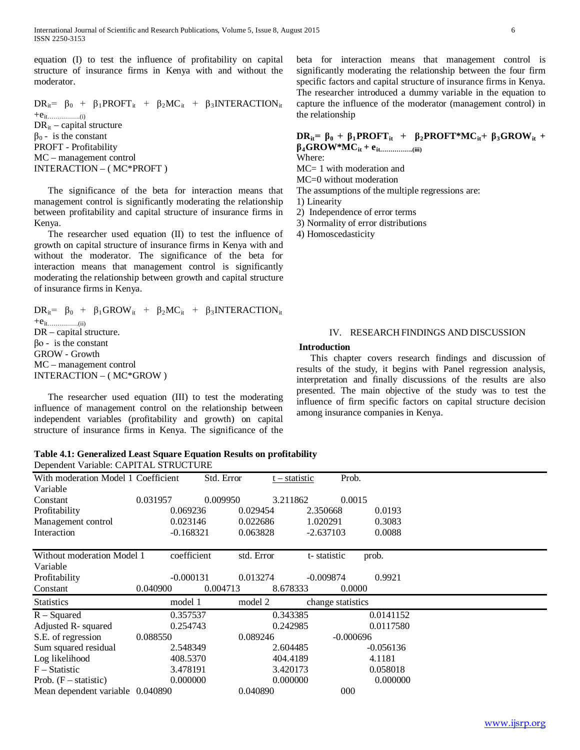equation (I) to test the influence of profitability on capital structure of insurance firms in Kenya with and without the moderator.

$DR_{it} = \beta_0 + \beta_1 PROFT_{it} + \beta_2 MC_{it} + \beta_3 INTERACTION_{it} + e_{it}$................(i)

$DR_{it}$ – capital structure
$\beta_0$ - is the constant
PROFT - Profitability
MC – management control
INTERACTION – ( MC*PROFT )

The significance of the beta for interaction means that management control is significantly moderating the relationship between profitability and capital structure of insurance firms in Kenya.

The researcher used equation (II) to test the influence of growth on capital structure of insurance firms in Kenya with and without the moderator. The significance of the beta for interaction means that management control is significantly moderating the relationship between growth and capital structure of insurance firms in Kenya.

$DR_{it} = \beta_0 + \beta_1 GROW_{it} + \beta_2 MC_{it} + \beta_3 INTERACTION_{it} + e_{it}$..............(ii)

DR – capital structure.
$\beta o$ - is the constant
GROW - Growth
MC – management control
INTERACTION – ( MC*GROW )

The researcher used equation (III) to test the moderating influence of management control on the relationship between independent variables (profitability and growth) on capital structure of insurance firms in Kenya. The significance of the beta for interaction means that management control is significantly moderating the relationship between the four firm specific factors and capital structure of insurance firms in Kenya. The researcher introduced a dummy variable in the equation to capture the influence of the moderator (management control) in the relationship

$$\mathbf{DR_{it} = \beta_0 + \beta_1 PROFT_{it} + \beta_2 PROFT{*}MC_{it} + \beta_3 GROW_{it} + \beta_4 GROW{*}MC_{it} + e_{it}}\text{................(iii)}$$

Where:
MC= 1 with moderation and
MC=0 without moderation
The assumptions of the multiple regressions are:
1) Linearity
2) Independence of error terms
3) Normality of error distributions
4) Homoscedasticity

## IV. RESEARCH FINDINGS AND DISCUSSION

### Introduction

This chapter covers research findings and discussion of results of the study, it begins with Panel regression analysis, interpretation and finally discussions of the results are also presented. The main objective of the study was to test the influence of firm specific factors on capital structure decision among insurance companies in Kenya.

**Table 4.1: Generalized Least Square Equation Results on profitability**
Dependent Variable: CAPITAL STRUCTURE

| With moderation Model 1 Variable | Coefficient | Std. Error | t – statistic | Prob. |
|---|---|---|---|---|
| Constant | 0.031957 | 0.009950 | 3.211862 | 0.0015 |
| Profitability | 0.069236 | 0.029454 | 2.350668 | 0.0193 |
| Management control | 0.023146 | 0.022686 | 1.020291 | 0.3083 |
| Interaction | -0.168321 | 0.063828 | -2.637103 | 0.0088 |
| **Without moderation Model 1 Variable** | **coefficient** | **std. Error** | **t- statistic** | **prob.** |
| Profitability | -0.000131 | 0.013274 | -0.009874 | 0.9921 |
| Constant | 0.040900 | 0.004713 | 8.678333 | 0.0000 |
| **Statistics** | **model 1** | **model 2** | **change statistics** | |
| R – Squared | 0.357537 | 0.343385 | 0.0141152 | |
| Adjusted R- squared | 0.254743 | 0.242985 | 0.0117580 | |
| S.E. of regression | 0.088550 | 0.089246 | -0.000696 | |
| Sum squared residual | 2.548349 | 2.604485 | -0.056136 | |
| Log likelihood | 408.5370 | 404.4189 | 4.1181 | |
| F – Statistic | 3.478191 | 3.420173 | 0.058018 | |
| Prob. (F – statistic) | 0.000000 | 0.000000 | 0.000000 | |
| Mean dependent variable | 0.040890 | 0.040890 | 000 | |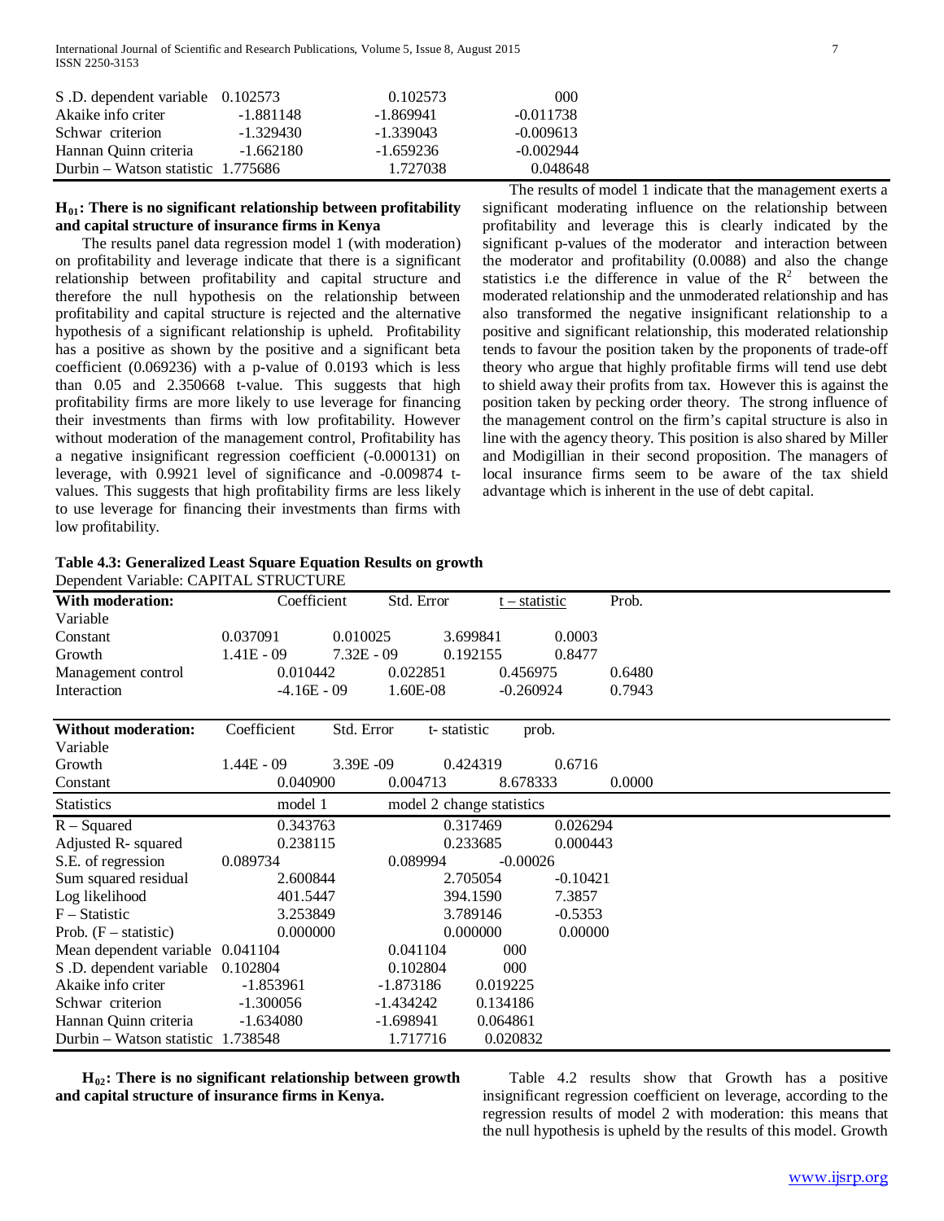| | | | |
|---|---|---|---|
| S .D. dependent variable | 0.102573 | 0.102573 | 000 |
| Akaike info criter | -1.881148 | -1.869941 | -0.011738 |
| Schwar criterion | -1.329430 | -1.339043 | -0.009613 |
| Hannan Quinn criteria | -1.662180 | -1.659236 | -0.002944 |
| Durbin – Watson statistic | 1.775686 | 1.727038 | 0.048648 |

**$H_{01}$: There is no significant relationship between profitability and capital structure of insurance firms in Kenya**

The results panel data regression model 1 (with moderation) on profitability and leverage indicate that there is a significant relationship between profitability and capital structure and therefore the null hypothesis on the relationship between profitability and capital structure is rejected and the alternative hypothesis of a significant relationship is upheld. Profitability has a positive as shown by the positive and a significant beta coefficient (0.069236) with a p-value of 0.0193 which is less than 0.05 and 2.350668 t-value. This suggests that high profitability firms are more likely to use leverage for financing their investments than firms with low profitability. However without moderation of the management control, Profitability has a negative insignificant regression coefficient (-0.000131) on leverage, with 0.9921 level of significance and -0.009874 t-values. This suggests that high profitability firms are less likely to use leverage for financing their investments than firms with low profitability.

The results of model 1 indicate that the management exerts a significant moderating influence on the relationship between profitability and leverage this is clearly indicated by the significant p-values of the moderator and interaction between the moderator and profitability (0.0088) and also the change statistics i.e the difference in value of the $R^2$ between the moderated relationship and the unmoderated relationship and has also transformed the negative insignificant relationship to a positive and significant relationship, this moderated relationship tends to favour the position taken by the proponents of trade-off theory who argue that highly profitable firms will tend use debt to shield away their profits from tax. However this is against the position taken by pecking order theory. The strong influence of the management control on the firm's capital structure is also in line with the agency theory. This position is also shared by Miller and Modigillian in their second proposition. The managers of local insurance firms seem to be aware of the tax shield advantage which is inherent in the use of debt capital.

**Table 4.3: Generalized Least Square Equation Results on growth**

Dependent Variable: CAPITAL STRUCTURE

| **With moderation:** Variable | Coefficient | Std. Error | t – statistic | Prob. |
|---|---|---|---|---|
| Constant | 0.037091 | 0.010025 | 3.699841 | 0.0003 |
| Growth | 1.41E - 09 | 7.32E - 09 | 0.192155 | 0.8477 |
| Management control | 0.010442 | 0.022851 | 0.456975 | 0.6480 |
| Interaction | -4.16E - 09 | 1.60E-08 | -0.260924 | 0.7943 |

| **Without moderation:** Variable | Coefficient | Std. Error | t- statistic | prob. |
|---|---|---|---|---|
| Growth | 1.44E - 09 | 3.39E -09 | 0.424319 | 0.6716 |
| Constant | 0.040900 | 0.004713 | 8.678333 | 0.0000 |

| Statistics | model 1 | model 2 | change statistics |
|---|---|---|---|
| R – Squared | 0.343763 | 0.317469 | 0.026294 |
| Adjusted R- squared | 0.238115 | 0.233685 | 0.000443 |
| S.E. of regression | 0.089734 | 0.089994 | -0.00026 |
| Sum squared residual | 2.600844 | 2.705054 | -0.10421 |
| Log likelihood | 401.5447 | 394.1590 | 7.3857 |
| F – Statistic | 3.253849 | 3.789146 | -0.5353 |
| Prob. (F – statistic) | 0.000000 | 0.000000 | 0.00000 |
| Mean dependent variable | 0.041104 | 0.041104 | 000 |
| S .D. dependent variable | 0.102804 | 0.102804 | 000 |
| Akaike info criter | -1.853961 | -1.873186 | 0.019225 |
| Schwar criterion | -1.300056 | -1.434242 | 0.134186 |
| Hannan Quinn criteria | -1.634080 | -1.698941 | 0.064861 |
| Durbin – Watson statistic | 1.738548 | 1.717716 | 0.020832 |

**$H_{02}$: There is no significant relationship between growth and capital structure of insurance firms in Kenya.**

Table 4.2 results show that Growth has a positive insignificant regression coefficient on leverage, according to the regression results of model 2 with moderation: this means that the null hypothesis is upheld by the results of this model. Growth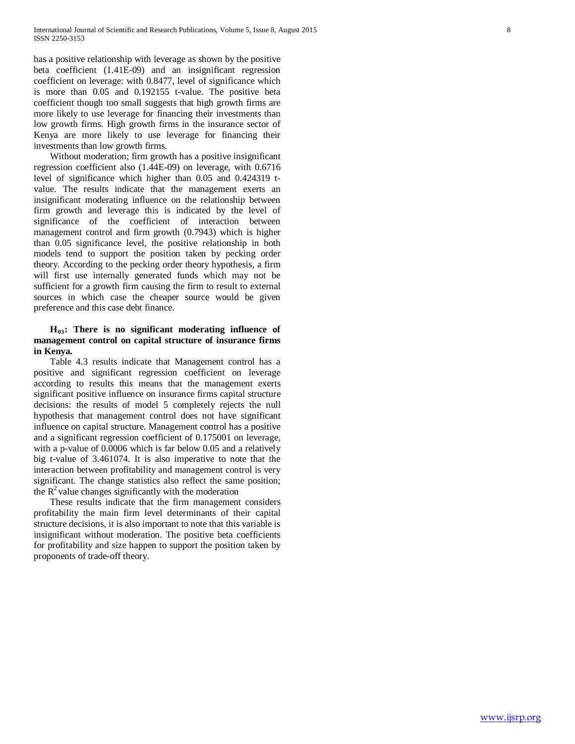has a positive relationship with leverage as shown by the positive beta coefficient (1.41E-09) and an insignificant regression coefficient on leverage: with 0.8477, level of significance which is more than 0.05 and 0.192155 t-value. The positive beta coefficient though too small suggests that high growth firms are more likely to use leverage for financing their investments than low growth firms. High growth firms in the insurance sector of Kenya are more likely to use leverage for financing their investments than low growth firms.

Without moderation; firm growth has a positive insignificant regression coefficient also (1.44E-09) on leverage, with 0.6716 level of significance which higher than 0.05 and 0.424319 t-value. The results indicate that the management exerts an insignificant moderating influence on the relationship between firm growth and leverage this is indicated by the level of significance of the coefficient of interaction between management control and firm growth (0.7943) which is higher than 0.05 significance level, the positive relationship in both models tend to support the position taken by pecking order theory. According to the pecking order theory hypothesis, a firm will first use internally generated funds which may not be sufficient for a growth firm causing the firm to result to external sources in which case the cheaper source would be given preference and this case debt finance.

**$H_{03}$: There is no significant moderating influence of management control on capital structure of insurance firms in Kenya.**

Table 4.3 results indicate that Management control has a positive and significant regression coefficient on leverage according to results this means that the management exerts significant positive influence on insurance firms capital structure decisions: the results of model 5 completely rejects the null hypothesis that management control does not have significant influence on capital structure. Management control has a positive and a significant regression coefficient of 0.175001 on leverage, with a p-value of 0.0006 which is far below 0.05 and a relatively big t-value of 3.461074. It is also imperative to note that the interaction between profitability and management control is very significant. The change statistics also reflect the same position; the $R^2$ value changes significantly with the moderation

These results indicate that the firm management considers profitability the main firm level determinants of their capital structure decisions, it is also important to note that this variable is insignificant without moderation. The positive beta coefficients for profitability and size happen to support the position taken by proponents of trade-off theory.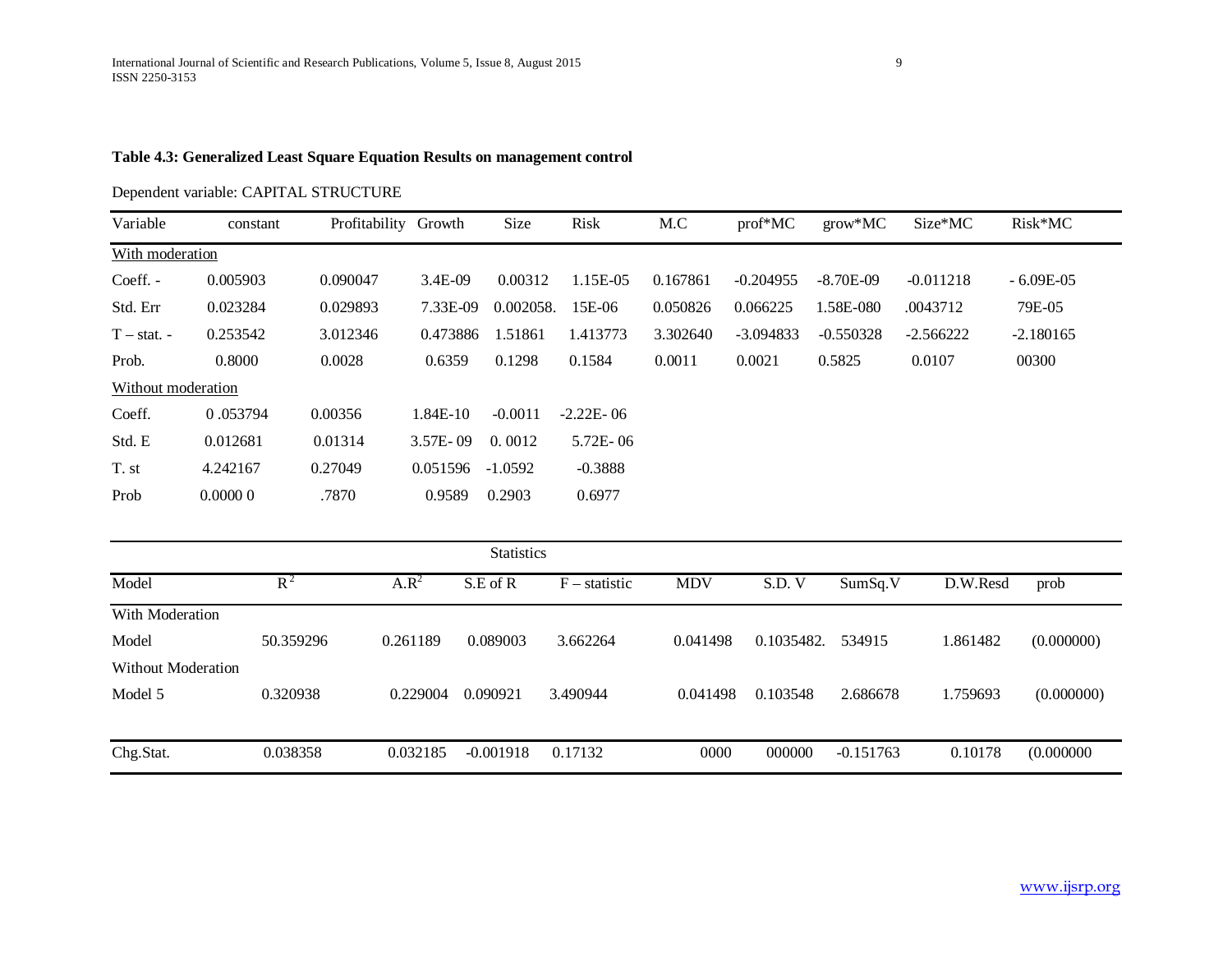**Table 4.3: Generalized Least Square Equation Results on management control**

Dependent variable: CAPITAL STRUCTURE

| Variable | constant | Profitability | Growth | Size | Risk | M.C | prof*MC | grow*MC | Size*MC | Risk*MC |
|---|---|---|---|---|---|---|---|---|---|---|
| With moderation | | | | | | | | | | |
| Coeff. - | 0.005903 | 0.090047 | 3.4E-09 | 0.00312 | 1.15E-05 | 0.167861 | -0.204955 | -8.70E-09 | -0.011218 | - 6.09E-05 |
| Std. Err | 0.023284 | 0.029893 | 7.33E-09 | 0.002058. | 15E-06 | 0.050826 | 0.066225 | 1.58E-080 | .0043712 | 79E-05 |
| T – stat. - | 0.253542 | 3.012346 | 0.473886 | 1.51861 | 1.413773 | 3.302640 | -3.094833 | -0.550328 | -2.566222 | -2.180165 |
| Prob. | 0.8000 | 0.0028 | 0.6359 | 0.1298 | 0.1584 | 0.0011 | 0.0021 | 0.5825 | 0.0107 | 00300 |
| Without moderation | | | | | | | | | | |
| Coeff. | 0 .053794 | 0.00356 | 1.84E-10 | -0.0011 | -2.22E- 06 | | | | | |
| Std. E | 0.012681 | 0.01314 | 3.57E- 09 | 0. 0012 | 5.72E- 06 | | | | | |
| T. st | 4.242167 | 0.27049 | 0.051596 | -1.0592 | -0.3888 | | | | | |
| Prob | 0.0000 0 | .7870 | 0.9589 | 0.2903 | 0.6977 | | | | | |

Statistics

| Model | $R^2$ | $A.R^2$ | S.E of R | F – statistic | MDV | S.D. V | SumSq.V | D.W.Resd | prob |
|---|---|---|---|---|---|---|---|---|---|
| With Moderation | | | | | | | | | |
| Model | 50.359296 | 0.261189 | 0.089003 | 3.662264 | 0.041498 | 0.1035482. | 534915 | 1.861482 | (0.000000) |
| Without Moderation | | | | | | | | | |
| Model 5 | 0.320938 | 0.229004 | 0.090921 | 3.490944 | 0.041498 | 0.103548 | 2.686678 | 1.759693 | (0.000000) |
| Chg.Stat. | 0.038358 | 0.032185 | -0.001918 | 0.17132 | 0000 | 000000 | -0.151763 | 0.10178 | (0.000000 |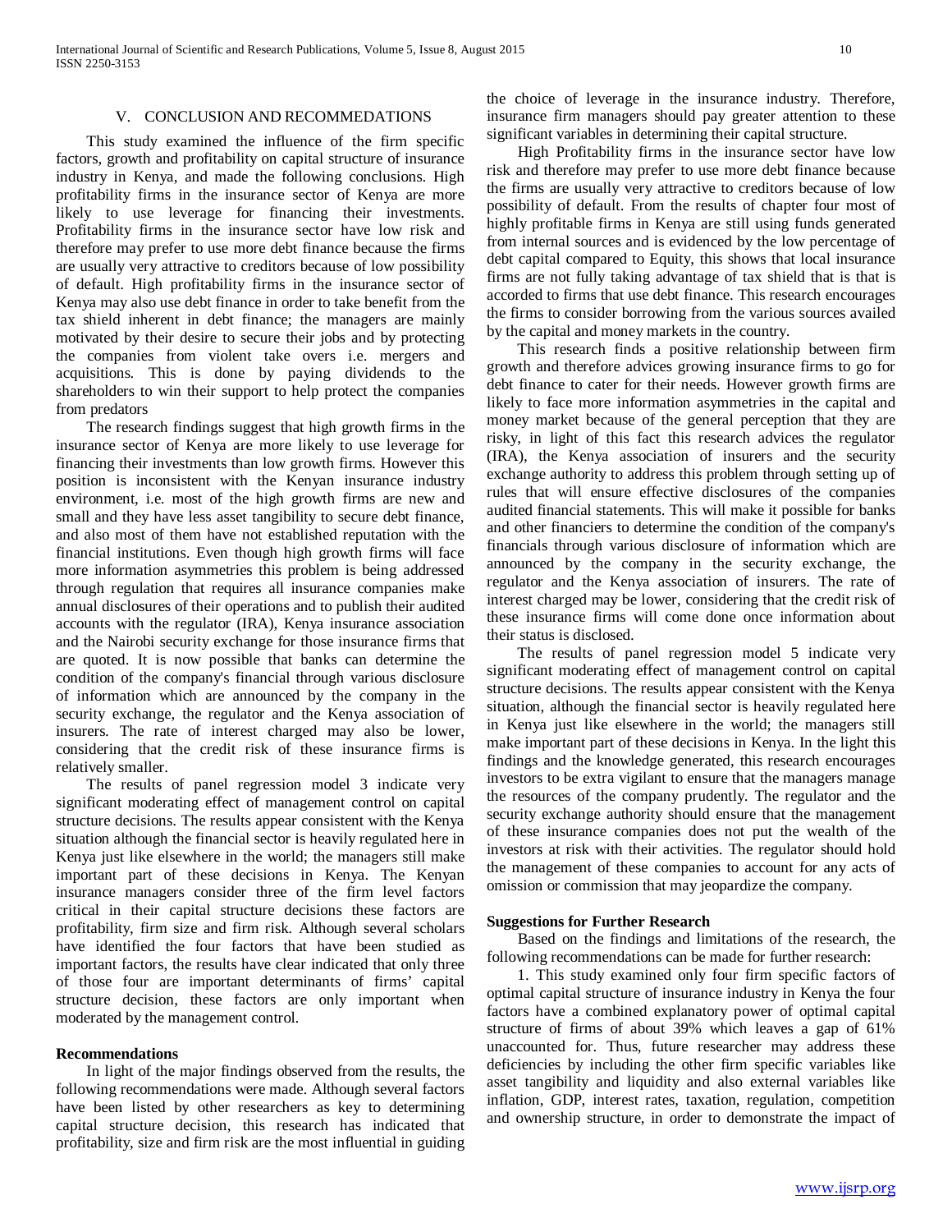## V. CONCLUSION AND RECOMMENDATIONS

This study examined the influence of the firm specific factors, growth and profitability on capital structure of insurance industry in Kenya, and made the following conclusions. High profitability firms in the insurance sector of Kenya are more likely to use leverage for financing their investments. Profitability firms in the insurance sector have low risk and therefore may prefer to use more debt finance because the firms are usually very attractive to creditors because of low possibility of default. High profitability firms in the insurance sector of Kenya may also use debt finance in order to take benefit from the tax shield inherent in debt finance; the managers are mainly motivated by their desire to secure their jobs and by protecting the companies from violent take overs i.e. mergers and acquisitions. This is done by paying dividends to the shareholders to win their support to help protect the companies from predators

The research findings suggest that high growth firms in the insurance sector of Kenya are more likely to use leverage for financing their investments than low growth firms. However this position is inconsistent with the Kenyan insurance industry environment, i.e. most of the high growth firms are new and small and they have less asset tangibility to secure debt finance, and also most of them have not established reputation with the financial institutions. Even though high growth firms will face more information asymmetries this problem is being addressed through regulation that requires all insurance companies make annual disclosures of their operations and to publish their audited accounts with the regulator (IRA), Kenya insurance association and the Nairobi security exchange for those insurance firms that are quoted. It is now possible that banks can determine the condition of the company's financial through various disclosure of information which are announced by the company in the security exchange, the regulator and the Kenya association of insurers. The rate of interest charged may also be lower, considering that the credit risk of these insurance firms is relatively smaller.

The results of panel regression model 3 indicate very significant moderating effect of management control on capital structure decisions. The results appear consistent with the Kenya situation although the financial sector is heavily regulated here in Kenya just like elsewhere in the world; the managers still make important part of these decisions in Kenya. The Kenyan insurance managers consider three of the firm level factors critical in their capital structure decisions these factors are profitability, firm size and firm risk. Although several scholars have identified the four factors that have been studied as important factors, the results have clear indicated that only three of those four are important determinants of firms' capital structure decision, these factors are only important when moderated by the management control.

### Recommendations

In light of the major findings observed from the results, the following recommendations were made. Although several factors have been listed by other researchers as key to determining capital structure decision, this research has indicated that profitability, size and firm risk are the most influential in guiding the choice of leverage in the insurance industry. Therefore, insurance firm managers should pay greater attention to these significant variables in determining their capital structure.

High Profitability firms in the insurance sector have low risk and therefore may prefer to use more debt finance because the firms are usually very attractive to creditors because of low possibility of default. From the results of chapter four most of highly profitable firms in Kenya are still using funds generated from internal sources and is evidenced by the low percentage of debt capital compared to Equity, this shows that local insurance firms are not fully taking advantage of tax shield that is that is accorded to firms that use debt finance. This research encourages the firms to consider borrowing from the various sources availed by the capital and money markets in the country.

This research finds a positive relationship between firm growth and therefore advices growing insurance firms to go for debt finance to cater for their needs. However growth firms are likely to face more information asymmetries in the capital and money market because of the general perception that they are risky, in light of this fact this research advices the regulator (IRA), the Kenya association of insurers and the security exchange authority to address this problem through setting up of rules that will ensure effective disclosures of the companies audited financial statements. This will make it possible for banks and other financiers to determine the condition of the company's financials through various disclosure of information which are announced by the company in the security exchange, the regulator and the Kenya association of insurers. The rate of interest charged may be lower, considering that the credit risk of these insurance firms will come done once information about their status is disclosed.

The results of panel regression model 5 indicate very significant moderating effect of management control on capital structure decisions. The results appear consistent with the Kenya situation, although the financial sector is heavily regulated here in Kenya just like elsewhere in the world; the managers still make important part of these decisions in Kenya. In the light this findings and the knowledge generated, this research encourages investors to be extra vigilant to ensure that the managers manage the resources of the company prudently. The regulator and the security exchange authority should ensure that the management of these insurance companies does not put the wealth of the investors at risk with their activities. The regulator should hold the management of these companies to account for any acts of omission or commission that may jeopardize the company.

### Suggestions for Further Research

Based on the findings and limitations of the research, the following recommendations can be made for further research:

1. This study examined only four firm specific factors of optimal capital structure of insurance industry in Kenya the four factors have a combined explanatory power of optimal capital structure of firms of about 39% which leaves a gap of 61% unaccounted for. Thus, future researcher may address these deficiencies by including the other firm specific variables like asset tangibility and liquidity and also external variables like inflation, GDP, interest rates, taxation, regulation, competition and ownership structure, in order to demonstrate the impact of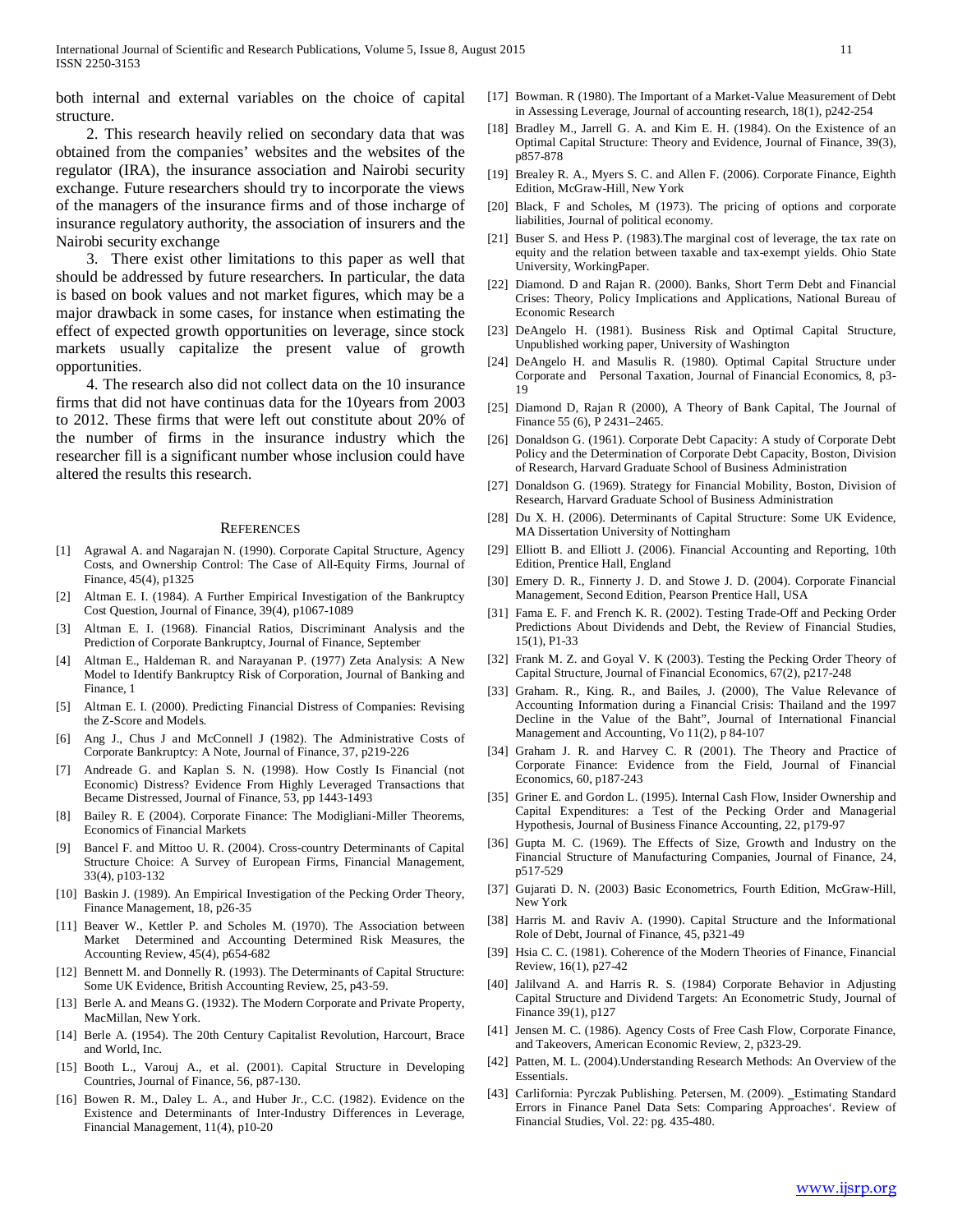both internal and external variables on the choice of capital structure.

2. This research heavily relied on secondary data that was obtained from the companies' websites and the websites of the regulator (IRA), the insurance association and Nairobi security exchange. Future researchers should try to incorporate the views of the managers of the insurance firms and of those incharge of insurance regulatory authority, the association of insurers and the Nairobi security exchange

3. There exist other limitations to this paper as well that should be addressed by future researchers. In particular, the data is based on book values and not market figures, which may be a major drawback in some cases, for instance when estimating the effect of expected growth opportunities on leverage, since stock markets usually capitalize the present value of growth opportunities.

4. The research also did not collect data on the 10 insurance firms that did not have continuas data for the 10years from 2003 to 2012. These firms that were left out constitute about 20% of the number of firms in the insurance industry which the researcher fill is a significant number whose inclusion could have altered the results this research.

## References

[1] Agrawal A. and Nagarajan N. (1990). Corporate Capital Structure, Agency Costs, and Ownership Control: The Case of All-Equity Firms, Journal of Finance, 45(4), p1325

[2] Altman E. I. (1984). A Further Empirical Investigation of the Bankruptcy Cost Question, Journal of Finance, 39(4), p1067-1089

[3] Altman E. I. (1968). Financial Ratios, Discriminant Analysis and the Prediction of Corporate Bankruptcy, Journal of Finance, September

[4] Altman E., Haldeman R. and Narayanan P. (1977) Zeta Analysis: A New Model to Identify Bankruptcy Risk of Corporation, Journal of Banking and Finance, 1

[5] Altman E. I. (2000). Predicting Financial Distress of Companies: Revising the Z-Score and Models.

[6] Ang J., Chus J and McConnell J (1982). The Administrative Costs of Corporate Bankruptcy: A Note, Journal of Finance, 37, p219-226

[7] Andreade G. and Kaplan S. N. (1998). How Costly Is Financial (not Economic) Distress? Evidence From Highly Leveraged Transactions that Became Distressed, Journal of Finance, 53, pp 1443-1493

[8] Bailey R. E (2004). Corporate Finance: The Modigliani-Miller Theorems, Economics of Financial Markets

[9] Bancel F. and Mittoo U. R. (2004). Cross-country Determinants of Capital Structure Choice: A Survey of European Firms, Financial Management, 33(4), p103-132

[10] Baskin J. (1989). An Empirical Investigation of the Pecking Order Theory, Finance Management, 18, p26-35

[11] Beaver W., Kettler P. and Scholes M. (1970). The Association between Market Determined and Accounting Determined Risk Measures, the Accounting Review, 45(4), p654-682

[12] Bennett M. and Donnelly R. (1993). The Determinants of Capital Structure: Some UK Evidence, British Accounting Review, 25, p43-59.

[13] Berle A. and Means G. (1932). The Modern Corporate and Private Property, MacMillan, New York.

[14] Berle A. (1954). The 20th Century Capitalist Revolution, Harcourt, Brace and World, Inc.

[15] Booth L., Varouj A., et al. (2001). Capital Structure in Developing Countries, Journal of Finance, 56, p87-130.

[16] Bowen R. M., Daley L. A., and Huber Jr., C.C. (1982). Evidence on the Existence and Determinants of Inter-Industry Differences in Leverage, Financial Management, 11(4), p10-20

[17] Bowman. R (1980). The Important of a Market-Value Measurement of Debt in Assessing Leverage, Journal of accounting research, 18(1), p242-254

[18] Bradley M., Jarrell G. A. and Kim E. H. (1984). On the Existence of an Optimal Capital Structure: Theory and Evidence, Journal of Finance, 39(3), p857-878

[19] Brealey R. A., Myers S. C. and Allen F. (2006). Corporate Finance, Eighth Edition, McGraw-Hill, New York

[20] Black, F and Scholes, M (1973). The pricing of options and corporate liabilities, Journal of political economy.

[21] Buser S. and Hess P. (1983).The marginal cost of leverage, the tax rate on equity and the relation between taxable and tax-exempt yields. Ohio State University, WorkingPaper.

[22] Diamond. D and Rajan R. (2000). Banks, Short Term Debt and Financial Crises: Theory, Policy Implications and Applications, National Bureau of Economic Research

[23] DeAngelo H. (1981). Business Risk and Optimal Capital Structure, Unpublished working paper, University of Washington

[24] DeAngelo H. and Masulis R. (1980). Optimal Capital Structure under Corporate and Personal Taxation, Journal of Financial Economics, 8, p3-19

[25] Diamond D, Rajan R (2000), A Theory of Bank Capital, The Journal of Finance 55 (6), P 2431–2465.

[26] Donaldson G. (1961). Corporate Debt Capacity: A study of Corporate Debt Policy and the Determination of Corporate Debt Capacity, Boston, Division of Research, Harvard Graduate School of Business Administration

[27] Donaldson G. (1969). Strategy for Financial Mobility, Boston, Division of Research, Harvard Graduate School of Business Administration

[28] Du X. H. (2006). Determinants of Capital Structure: Some UK Evidence, MA Dissertation University of Nottingham

[29] Elliott B. and Elliott J. (2006). Financial Accounting and Reporting, 10th Edition, Prentice Hall, England

[30] Emery D. R., Finnerty J. D. and Stowe J. D. (2004). Corporate Financial Management, Second Edition, Pearson Prentice Hall, USA

[31] Fama E. F. and French K. R. (2002). Testing Trade-Off and Pecking Order Predictions About Dividends and Debt, the Review of Financial Studies, 15(1), P1-33

[32] Frank M. Z. and Goyal V. K (2003). Testing the Pecking Order Theory of Capital Structure, Journal of Financial Economics, 67(2), p217-248

[33] Graham. R., King. R., and Bailes, J. (2000), The Value Relevance of Accounting Information during a Financial Crisis: Thailand and the 1997 Decline in the Value of the Baht", Journal of International Financial Management and Accounting, Vo 11(2), p 84-107

[34] Graham J. R. and Harvey C. R (2001). The Theory and Practice of Corporate Finance: Evidence from the Field, Journal of Financial Economics, 60, p187-243

[35] Griner E. and Gordon L. (1995). Internal Cash Flow, Insider Ownership and Capital Expenditures: a Test of the Pecking Order and Managerial Hypothesis, Journal of Business Finance Accounting, 22, p179-97

[36] Gupta M. C. (1969). The Effects of Size, Growth and Industry on the Financial Structure of Manufacturing Companies, Journal of Finance, 24, p517-529

[37] Gujarati D. N. (2003) Basic Econometrics, Fourth Edition, McGraw-Hill, New York

[38] Harris M. and Raviv A. (1990). Capital Structure and the Informational Role of Debt, Journal of Finance, 45, p321-49

[39] Hsia C. C. (1981). Coherence of the Modern Theories of Finance, Financial Review, 16(1), p27-42

[40] Jalilvand A. and Harris R. S. (1984) Corporate Behavior in Adjusting Capital Structure and Dividend Targets: An Econometric Study, Journal of Finance 39(1), p127

[41] Jensen M. C. (1986). Agency Costs of Free Cash Flow, Corporate Finance, and Takeovers, American Economic Review, 2, p323-29.

[42] Patten, M. L. (2004).Understanding Research Methods: An Overview of the Essentials.

[43] Carlifornia: Pyrczak Publishing. Petersen, M. (2009). _Estimating Standard Errors in Finance Panel Data Sets: Comparing Approaches'. Review of Financial Studies, Vol. 22: pg. 435-480.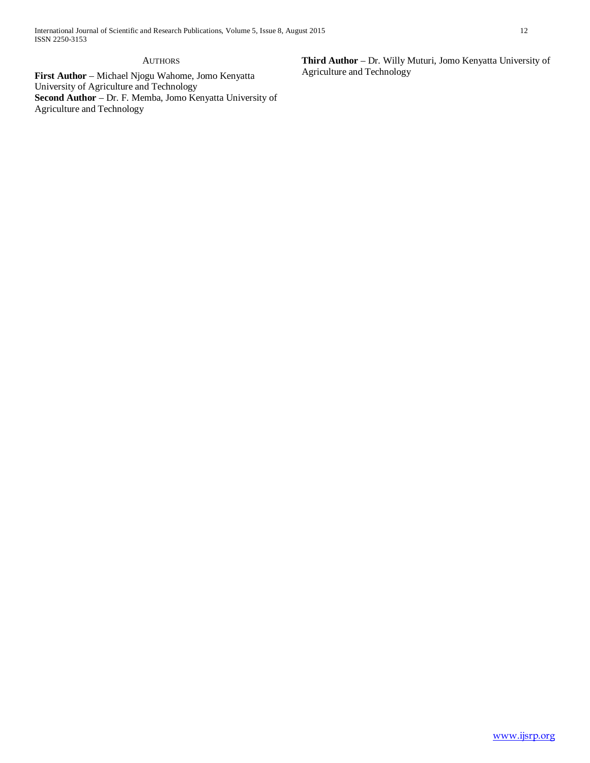## AUTHORS

**First Author** – Michael Njogu Wahome, Jomo Kenyatta University of Agriculture and Technology
**Second Author** – Dr. F. Memba, Jomo Kenyatta University of Agriculture and Technology
**Third Author** – Dr. Willy Muturi, Jomo Kenyatta University of Agriculture and Technology